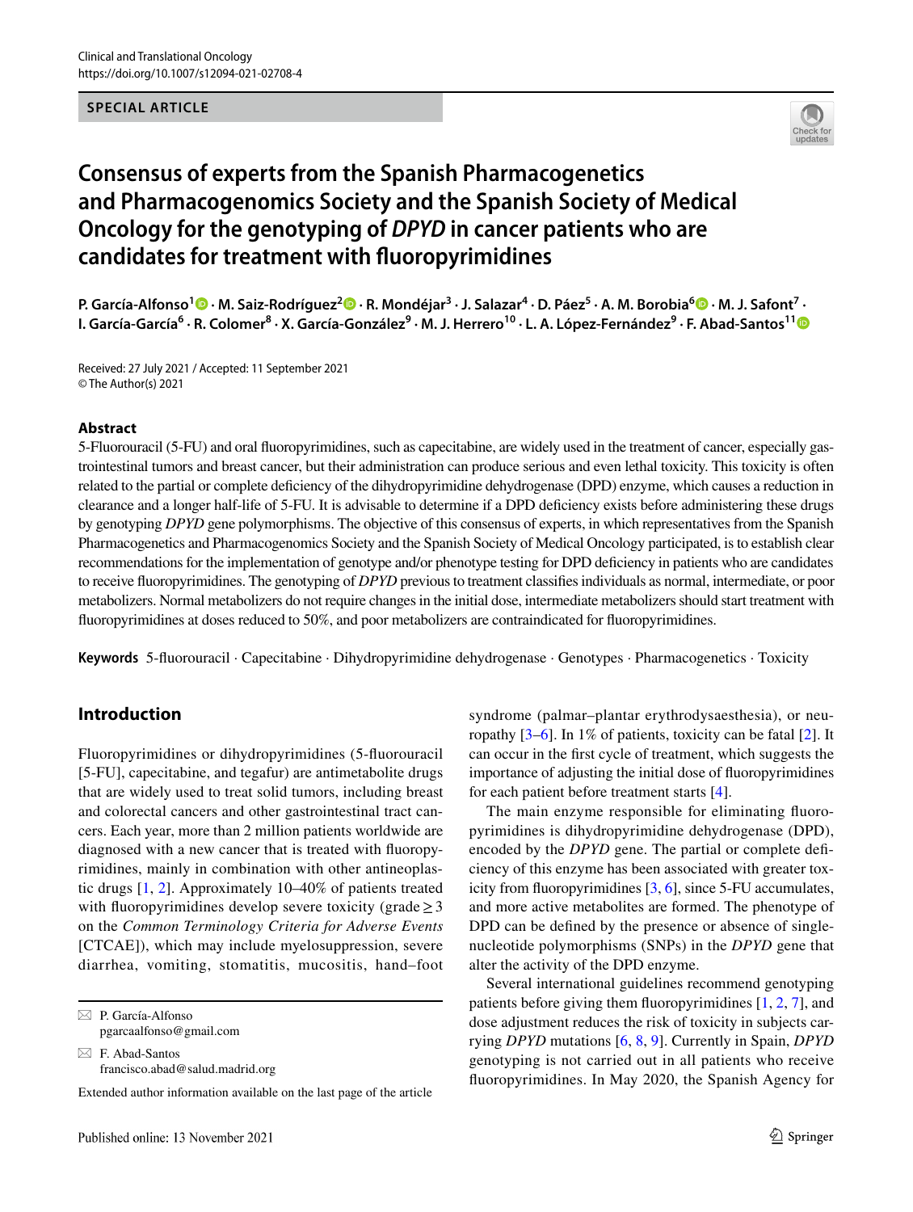SPECIAL ARTICLE

# Consensus of experts from the Spanish Pharmacogenetics and Pharmacogenomics Society and the Spanish Society of Medical Oncology for the genotyping of *DPYD* in cancer patients who are candidates for treatment with fluoropyrimidines

P. García-Alfonso[1] · M. Saiz-Rodríguez[2] · R. Mondéjar[3] · J. Salazar[4] · D. Páez[5] · A. M. Borobia[6] · M. J. Safont[7] · I. García-García[6] · R. Colomer[8] · X. García-González[9] · M. J. Herrero[10] · L. A. López-Fernández[9] · F. Abad-Santos[11]

Received: 27 July 2021 / Accepted: 11 September 2021
© The Author(s) 2021

## Abstract

5-Fluorouracil (5-FU) and oral fluoropyrimidines, such as capecitabine, are widely used in the treatment of cancer, especially gastrointestinal tumors and breast cancer, but their administration can produce serious and even lethal toxicity. This toxicity is often related to the partial or complete deficiency of the dihydropyrimidine dehydrogenase (DPD) enzyme, which causes a reduction in clearance and a longer half-life of 5-FU. It is advisable to determine if a DPD deficiency exists before administering these drugs by genotyping *DPYD* gene polymorphisms. The objective of this consensus of experts, in which representatives from the Spanish Pharmacogenetics and Pharmacogenomics Society and the Spanish Society of Medical Oncology participated, is to establish clear recommendations for the implementation of genotype and/or phenotype testing for DPD deficiency in patients who are candidates to receive fluoropyrimidines. The genotyping of *DPYD* previous to treatment classifies individuals as normal, intermediate, or poor metabolizers. Normal metabolizers do not require changes in the initial dose, intermediate metabolizers should start treatment with fluoropyrimidines at doses reduced to 50%, and poor metabolizers are contraindicated for fluoropyrimidines.

**Keywords** 5-fluorouracil · Capecitabine · Dihydropyrimidine dehydrogenase · Genotypes · Pharmacogenetics · Toxicity

## Introduction

Fluoropyrimidines or dihydropyrimidines (5-fluorouracil [5-FU], capecitabine, and tegafur) are antimetabolite drugs that are widely used to treat solid tumors, including breast and colorectal cancers and other gastrointestinal tract cancers. Each year, more than 2 million patients worldwide are diagnosed with a new cancer that is treated with fluoropyrimidines, mainly in combination with other antineoplastic drugs [1, 2]. Approximately 10–40% of patients treated with fluoropyrimidines develop severe toxicity (grade $\geq 3$ on the *Common Terminology Criteria for Adverse Events* [CTCAE]), which may include myelosuppression, severe diarrhea, vomiting, stomatitis, mucositis, hand–foot syndrome (palmar–plantar erythrodysaesthesia), or neuropathy [3–6]. In 1% of patients, toxicity can be fatal [2]. It can occur in the first cycle of treatment, which suggests the importance of adjusting the initial dose of fluoropyrimidines for each patient before treatment starts [4].

The main enzyme responsible for eliminating fluoropyrimidines is dihydropyrimidine dehydrogenase (DPD), encoded by the *DPYD* gene. The partial or complete deficiency of this enzyme has been associated with greater toxicity from fluoropyrimidines [3, 6], since 5-FU accumulates, and more active metabolites are formed. The phenotype of DPD can be defined by the presence or absence of single-nucleotide polymorphisms (SNPs) in the *DPYD* gene that alter the activity of the DPD enzyme.

Several international guidelines recommend genotyping patients before giving them fluoropyrimidines [1, 2, 7], and dose adjustment reduces the risk of toxicity in subjects carrying *DPYD* mutations [6, 8, 9]. Currently in Spain, *DPYD* genotyping is not carried out in all patients who receive fluoropyrimidines. In May 2020, the Spanish Agency for

✉ P. García-Alfonso
pgarcaalfonso@gmail.com

✉ F. Abad-Santos
francisco.abad@salud.madrid.org

Extended author information available on the last page of the article

Published online: 13 November 2021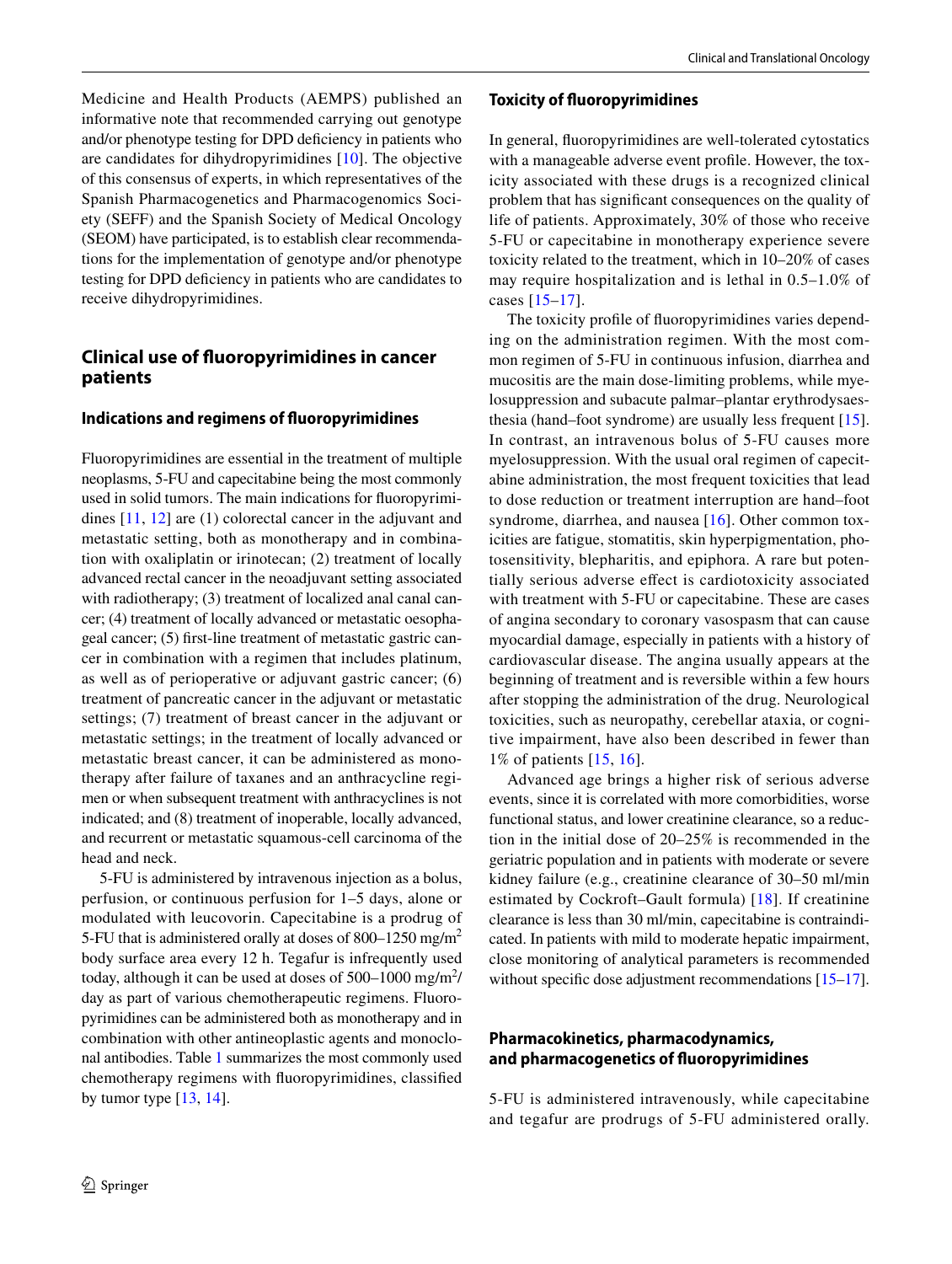Medicine and Health Products (AEMPS) published an informative note that recommended carrying out genotype and/or phenotype testing for DPD deficiency in patients who are candidates for dihydropyrimidines [10]. The objective of this consensus of experts, in which representatives of the Spanish Pharmacogenetics and Pharmacogenomics Society (SEFF) and the Spanish Society of Medical Oncology (SEOM) have participated, is to establish clear recommendations for the implementation of genotype and/or phenotype testing for DPD deficiency in patients who are candidates to receive dihydropyrimidines.

## Clinical use of fluoropyrimidines in cancer patients

### Indications and regimens of fluoropyrimidines

Fluoropyrimidines are essential in the treatment of multiple neoplasms, 5-FU and capecitabine being the most commonly used in solid tumors. The main indications for fluoropyrimidines [11, 12] are (1) colorectal cancer in the adjuvant and metastatic setting, both as monotherapy and in combination with oxaliplatin or irinotecan; (2) treatment of locally advanced rectal cancer in the neoadjuvant setting associated with radiotherapy; (3) treatment of localized anal canal cancer; (4) treatment of locally advanced or metastatic oesophageal cancer; (5) first-line treatment of metastatic gastric cancer in combination with a regimen that includes platinum, as well as of perioperative or adjuvant gastric cancer; (6) treatment of pancreatic cancer in the adjuvant or metastatic settings; (7) treatment of breast cancer in the adjuvant or metastatic settings; in the treatment of locally advanced or metastatic breast cancer, it can be administered as monotherapy after failure of taxanes and an anthracycline regimen or when subsequent treatment with anthracyclines is not indicated; and (8) treatment of inoperable, locally advanced, and recurrent or metastatic squamous-cell carcinoma of the head and neck.

5-FU is administered by intravenous injection as a bolus, perfusion, or continuous perfusion for 1–5 days, alone or modulated with leucovorin. Capecitabine is a prodrug of 5-FU that is administered orally at doses of 800–1250 mg/m$^2$ body surface area every 12 h. Tegafur is infrequently used today, although it can be used at doses of 500–1000 mg/m$^2$/day as part of various chemotherapeutic regimens. Fluoropyrimidines can be administered both as monotherapy and in combination with other antineoplastic agents and monoclonal antibodies. Table 1 summarizes the most commonly used chemotherapy regimens with fluoropyrimidines, classified by tumor type [13, 14].

### Toxicity of fluoropyrimidines

In general, fluoropyrimidines are well-tolerated cytostatics with a manageable adverse event profile. However, the toxicity associated with these drugs is a recognized clinical problem that has significant consequences on the quality of life of patients. Approximately, 30% of those who receive 5-FU or capecitabine in monotherapy experience severe toxicity related to the treatment, which in 10–20% of cases may require hospitalization and is lethal in 0.5–1.0% of cases [15–17].

The toxicity profile of fluoropyrimidines varies depending on the administration regimen. With the most common regimen of 5-FU in continuous infusion, diarrhea and mucositis are the main dose-limiting problems, while myelosuppression and subacute palmar–plantar erythrodysaesthesia (hand–foot syndrome) are usually less frequent [15]. In contrast, an intravenous bolus of 5-FU causes more myelosuppression. With the usual oral regimen of capecitabine administration, the most frequent toxicities that lead to dose reduction or treatment interruption are hand–foot syndrome, diarrhea, and nausea [16]. Other common toxicities are fatigue, stomatitis, skin hyperpigmentation, photosensitivity, blepharitis, and epiphora. A rare but potentially serious adverse effect is cardiotoxicity associated with treatment with 5-FU or capecitabine. These are cases of angina secondary to coronary vasospasm that can cause myocardial damage, especially in patients with a history of cardiovascular disease. The angina usually appears at the beginning of treatment and is reversible within a few hours after stopping the administration of the drug. Neurological toxicities, such as neuropathy, cerebellar ataxia, or cognitive impairment, have also been described in fewer than 1% of patients [15, 16].

Advanced age brings a higher risk of serious adverse events, since it is correlated with more comorbidities, worse functional status, and lower creatinine clearance, so a reduction in the initial dose of 20–25% is recommended in the geriatric population and in patients with moderate or severe kidney failure (e.g., creatinine clearance of 30–50 ml/min estimated by Cockroft–Gault formula) [18]. If creatinine clearance is less than 30 ml/min, capecitabine is contraindicated. In patients with mild to moderate hepatic impairment, close monitoring of analytical parameters is recommended without specific dose adjustment recommendations [15–17].

## Pharmacokinetics, pharmacodynamics, and pharmacogenetics of fluoropyrimidines

5-FU is administered intravenously, while capecitabine and tegafur are prodrugs of 5-FU administered orally.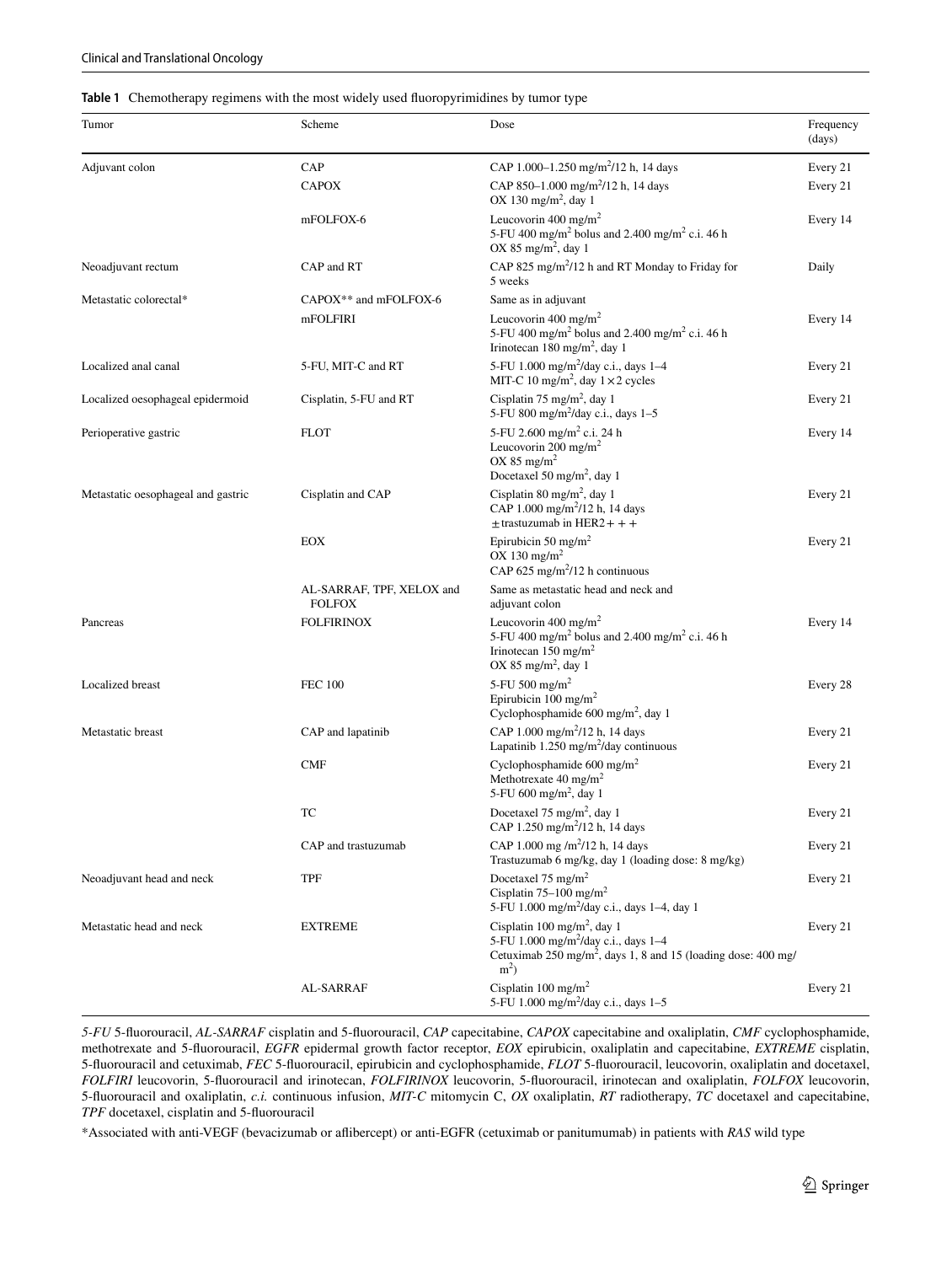**Table 1** Chemotherapy regimens with the most widely used fluoropyrimidines by tumor type

| Tumor | Scheme | Dose | Frequency (days) |
|---|---|---|---|
| Adjuvant colon | CAP | CAP 1.000–1.250 mg/m$^2$/12 h, 14 days | Every 21 |
| | CAPOX | CAP 850–1.000 mg/m$^2$/12 h, 14 days<br>OX 130 mg/m$^2$, day 1 | Every 21 |
| | mFOLFOX-6 | Leucovorin 400 mg/m$^2$<br>5-FU 400 mg/m$^2$ bolus and 2.400 mg/m$^2$ c.i. 46 h<br>OX 85 mg/m$^2$, day 1 | Every 14 |
| Neoadjuvant rectum | CAP and RT | CAP 825 mg/m$^2$/12 h and RT Monday to Friday for 5 weeks | Daily |
| Metastatic colorectal* | CAPOX** and mFOLFOX-6 | Same as in adjuvant | |
| | mFOLFIRI | Leucovorin 400 mg/m$^2$<br>5-FU 400 mg/m$^2$ bolus and 2.400 mg/m$^2$ c.i. 46 h<br>Irinotecan 180 mg/m$^2$, day 1 | Every 14 |
| Localized anal canal | 5-FU, MIT-C and RT | 5-FU 1.000 mg/m$^2$/day c.i., days 1–4<br>MIT-C 10 mg/m$^2$, day 1 × 2 cycles | Every 21 |
| Localized oesophageal epidermoid | Cisplatin, 5-FU and RT | Cisplatin 75 mg/m$^2$, day 1<br>5-FU 800 mg/m$^2$/day c.i., days 1–5 | Every 21 |
| Perioperative gastric | FLOT | 5-FU 2.600 mg/m$^2$ c.i. 24 h<br>Leucovorin 200 mg/m$^2$<br>OX 85 mg/m$^2$<br>Docetaxel 50 mg/m$^2$, day 1 | Every 14 |
| Metastatic oesophageal and gastric | Cisplatin and CAP | Cisplatin 80 mg/m$^2$, day 1<br>CAP 1.000 mg/m$^2$/12 h, 14 days<br>± trastuzumab in HER2 + + + | Every 21 |
| | EOX | Epirubicin 50 mg/m$^2$<br>OX 130 mg/m$^2$<br>CAP 625 mg/m$^2$/12 h continuous | Every 21 |
| | AL-SARRAF, TPF, XELOX and FOLFOX | Same as metastatic head and neck and adjuvant colon | |
| Pancreas | FOLFIRINOX | Leucovorin 400 mg/m$^2$<br>5-FU 400 mg/m$^2$ bolus and 2.400 mg/m$^2$ c.i. 46 h<br>Irinotecan 150 mg/m$^2$<br>OX 85 mg/m$^2$, day 1 | Every 14 |
| Localized breast | FEC 100 | 5-FU 500 mg/m$^2$<br>Epirubicin 100 mg/m$^2$<br>Cyclophosphamide 600 mg/m$^2$, day 1 | Every 28 |
| Metastatic breast | CAP and lapatinib | CAP 1.000 mg/m$^2$/12 h, 14 days<br>Lapatinib 1.250 mg/m$^2$/day continuous | Every 21 |
| | CMF | Cyclophosphamide 600 mg/m$^2$<br>Methotrexate 40 mg/m$^2$<br>5-FU 600 mg/m$^2$, day 1 | Every 21 |
| | TC | Docetaxel 75 mg/m$^2$, day 1<br>CAP 1.250 mg/m$^2$/12 h, 14 days | Every 21 |
| | CAP and trastuzumab | CAP 1.000 mg /m$^2$/12 h, 14 days<br>Trastuzumab 6 mg/kg, day 1 (loading dose: 8 mg/kg) | Every 21 |
| Neoadjuvant head and neck | TPF | Docetaxel 75 mg/m$^2$<br>Cisplatin 75–100 mg/m$^2$<br>5-FU 1.000 mg/m$^2$/day c.i., days 1–4, day 1 | Every 21 |
| Metastatic head and neck | EXTREME | Cisplatin 100 mg/m$^2$, day 1<br>5-FU 1.000 mg/m$^2$/day c.i., days 1–4<br>Cetuximab 250 mg/m$^2$, days 1, 8 and 15 (loading dose: 400 mg/m$^2$) | Every 21 |
| | AL-SARRAF | Cisplatin 100 mg/m$^2$<br>5-FU 1.000 mg/m$^2$/day c.i., days 1–5 | Every 21 |

*5-FU* 5-fluorouracil, *AL-SARRAF* cisplatin and 5-fluorouracil, *CAP* capecitabine, *CAPOX* capecitabine and oxaliplatin, *CMF* cyclophosphamide, methotrexate and 5-fluorouracil, *EGFR* epidermal growth factor receptor, *EOX* epirubicin, oxaliplatin and capecitabine, *EXTREME* cisplatin, 5-fluorouracil and cetuximab, *FEC* 5-fluorouracil, epirubicin and cyclophosphamide, *FLOT* 5-fluorouracil, leucovorin, oxaliplatin and docetaxel, *FOLFIRI* leucovorin, 5-fluorouracil and irinotecan, *FOLFIRINOX* leucovorin, 5-fluorouracil, irinotecan and oxaliplatin, *FOLFOX* leucovorin, 5-fluorouracil and oxaliplatin, *c.i.* continuous infusion, *MIT-C* mitomycin C, *OX* oxaliplatin, *RT* radiotherapy, *TC* docetaxel and capecitabine, *TPF* docetaxel, cisplatin and 5-fluorouracil

*Associated with anti-VEGF (bevacizumab or aflibercept) or anti-EGFR (cetuximab or panitumumab) in patients with *RAS* wild type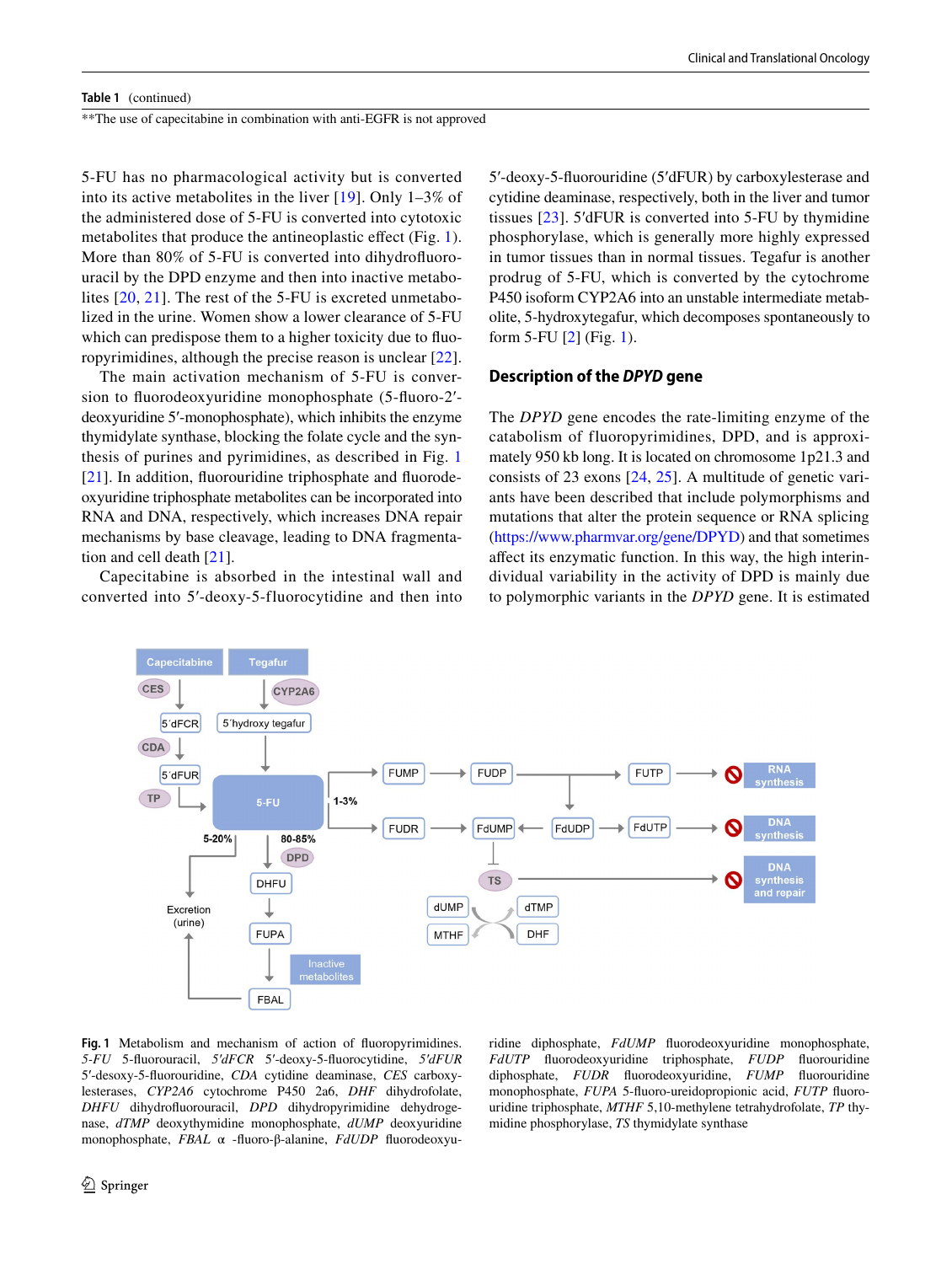**Table 1** (continued)

**The use of capecitabine in combination with anti-EGFR is not approved

5-FU has no pharmacological activity but is converted into its active metabolites in the liver [19]. Only 1–3% of the administered dose of 5-FU is converted into cytotoxic metabolites that produce the antineoplastic effect (Fig. 1). More than 80% of 5-FU is converted into dihydrofluorouracil by the DPD enzyme and then into inactive metabolites [20, 21]. The rest of the 5-FU is excreted unmetabolized in the urine. Women show a lower clearance of 5-FU which can predispose them to a higher toxicity due to fluoropyrimidines, although the precise reason is unclear [22].

The main activation mechanism of 5-FU is conversion to fluorodeoxyuridine monophosphate (5-fluoro-2′-deoxyuridine 5′-monophosphate), which inhibits the enzyme thymidylate synthase, blocking the folate cycle and the synthesis of purines and pyrimidines, as described in Fig. 1 [21]. In addition, fluorouridine triphosphate and fluorodeoxyuridine triphosphate metabolites can be incorporated into RNA and DNA, respectively, which increases DNA repair mechanisms by base cleavage, leading to DNA fragmentation and cell death [21].

Capecitabine is absorbed in the intestinal wall and converted into 5′-deoxy-5-fluorocytidine and then into 5′-deoxy-5-fluorouridine (5′dFUR) by carboxylesterase and cytidine deaminase, respectively, both in the liver and tumor tissues [23]. 5′dFUR is converted into 5-FU by thymidine phosphorylase, which is generally more highly expressed in tumor tissues than in normal tissues. Tegafur is another prodrug of 5-FU, which is converted by the cytochrome P450 isoform CYP2A6 into an unstable intermediate metabolite, 5-hydroxytegafur, which decomposes spontaneously to form 5-FU [2] (Fig. 1).

## Description of the *DPYD* gene

The *DPYD* gene encodes the rate-limiting enzyme of the catabolism of fluoropyrimidines, DPD, and is approximately 950 kb long. It is located on chromosome 1p21.3 and consists of 23 exons [24, 25]. A multitude of genetic variants have been described that include polymorphisms and mutations that alter the protein sequence or RNA splicing (https://www.pharmvar.org/gene/DPYD) and that sometimes affect its enzymatic function. In this way, the high interindividual variability in the activity of DPD is mainly due to polymorphic variants in the *DPYD* gene. It is estimated

**Fig. 1** Metabolism and mechanism of action of fluoropyrimidines. *5-FU* 5-fluorouracil, *5′dFCR* 5′-deoxy-5-fluorocytidine, *5′dFUR* 5′-desoxy-5-fluorouridine, *CDA* cytidine deaminase, *CES* carboxylesterases, *CYP2A6* cytochrome P450 2a6, *DHF* dihydrofolate, *DHFU* dihydrofluorouracil, *DPD* dihydropyrimidine dehydrogenase, *dTMP* deoxythymidine monophosphate, *dUMP* deoxyuridine monophosphate, *FBAL* α -fluoro-β-alanine, *FdUDP* fluorodeoxyuridine diphosphate, *FdUMP* fluorodeoxyuridine monophosphate, *FdUTP* fluorodeoxyuridine triphosphate, *FUDP* fluorouridine diphosphate, *FUDR* fluorodeoxyuridine, *FUMP* fluorouridine monophosphate, *FUPA* 5-fluoro-ureidopropionic acid, *FUTP* fluorouridine triphosphate, *MTHF* 5,10-methylene tetrahydrofolate, *TP* thymidine phosphorylase, *TS* thymidylate synthase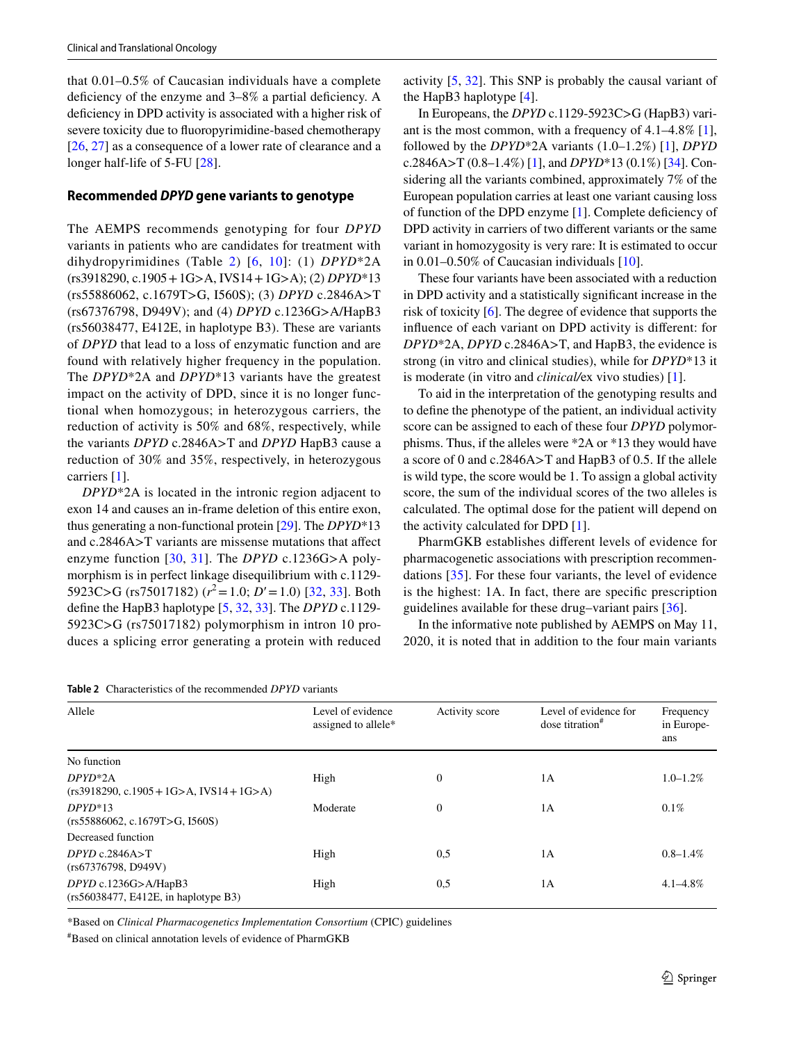that 0.01–0.5% of Caucasian individuals have a complete deficiency of the enzyme and 3–8% a partial deficiency. A deficiency in DPD activity is associated with a higher risk of severe toxicity due to fluoropyrimidine-based chemotherapy [26, 27] as a consequence of a lower rate of clearance and a longer half-life of 5-FU [28].

## Recommended *DPYD* gene variants to genotype

The AEMPS recommends genotyping for four *DPYD* variants in patients who are candidates for treatment with dihydropyrimidines (Table 2) [6, 10]: (1) *DPYD*\*2A (rs3918290, c.1905 + 1G>A, IVS14 + 1G>A); (2) *DPYD*\*13 (rs55886062, c.1679T>G, I560S); (3) *DPYD* c.2846A>T (rs67376798, D949V); and (4) *DPYD* c.1236G>A/HapB3 (rs56038477, E412E, in haplotype B3). These are variants of *DPYD* that lead to a loss of enzymatic function and are found with relatively higher frequency in the population. The *DPYD*\*2A and *DPYD*\*13 variants have the greatest impact on the activity of DPD, since it is no longer functional when homozygous; in heterozygous carriers, the reduction of activity is 50% and 68%, respectively, while the variants *DPYD* c.2846A>T and *DPYD* HapB3 cause a reduction of 30% and 35%, respectively, in heterozygous carriers [1].

*DPYD*\*2A is located in the intronic region adjacent to exon 14 and causes an in-frame deletion of this entire exon, thus generating a non-functional protein [29]. The *DPYD*\*13 and c.2846A>T variants are missense mutations that affect enzyme function [30, 31]. The *DPYD* c.1236G>A polymorphism is in perfect linkage disequilibrium with c.1129-5923C>G (rs75017182) ($r^2 = 1.0$; $D' = 1.0$) [32, 33]. Both define the HapB3 haplotype [5, 32, 33]. The *DPYD* c.1129-5923C>G (rs75017182) polymorphism in intron 10 produces a splicing error generating a protein with reduced activity [5, 32]. This SNP is probably the causal variant of the HapB3 haplotype [4].

In Europeans, the *DPYD* c.1129-5923C>G (HapB3) variant is the most common, with a frequency of 4.1–4.8% [1], followed by the *DPYD*\*2A variants (1.0–1.2%) [1], *DPYD* c.2846A>T (0.8–1.4%) [1], and *DPYD*\*13 (0.1%) [34]. Considering all the variants combined, approximately 7% of the European population carries at least one variant causing loss of function of the DPD enzyme [1]. Complete deficiency of DPD activity in carriers of two different variants or the same variant in homozygosity is very rare: It is estimated to occur in 0.01–0.50% of Caucasian individuals [10].

These four variants have been associated with a reduction in DPD activity and a statistically significant increase in the risk of toxicity [6]. The degree of evidence that supports the influence of each variant on DPD activity is different: for *DPYD*\*2A, *DPYD* c.2846A>T, and HapB3, the evidence is strong (in vitro and clinical studies), while for *DPYD*\*13 it is moderate (in vitro and *clinical/*ex vivo studies) [1].

To aid in the interpretation of the genotyping results and to define the phenotype of the patient, an individual activity score can be assigned to each of these four *DPYD* polymorphisms. Thus, if the alleles were \*2A or \*13 they would have a score of 0 and c.2846A>T and HapB3 of 0.5. If the allele is wild type, the score would be 1. To assign a global activity score, the sum of the individual scores of the two alleles is calculated. The optimal dose for the patient will depend on the activity calculated for DPD [1].

PharmGKB establishes different levels of evidence for pharmacogenetic associations with prescription recommendations [35]. For these four variants, the level of evidence is the highest: 1A. In fact, there are specific prescription guidelines available for these drug–variant pairs [36].

In the informative note published by AEMPS on May 11, 2020, it is noted that in addition to the four main variants

**Table 2** Characteristics of the recommended *DPYD* variants

| Allele | Level of evidence assigned to allele* | Activity score | Level of evidence for dose titration# | Frequency in Europeans |
|---|---|---|---|---|
| No function | | | | |
| *DPYD*\*2A (rs3918290, c.1905 + 1G>A, IVS14 + 1G>A) | High | 0 | 1A | 1.0–1.2% |
| *DPYD*\*13 (rs55886062, c.1679T>G, I560S) | Moderate | 0 | 1A | 0.1% |
| Decreased function | | | | |
| *DPYD* c.2846A>T (rs67376798, D949V) | High | 0,5 | 1A | 0.8–1.4% |
| *DPYD* c.1236G>A/HapB3 (rs56038477, E412E, in haplotype B3) | High | 0,5 | 1A | 4.1–4.8% |

*Based on *Clinical Pharmacogenetics Implementation Consortium* (CPIC) guidelines

#Based on clinical annotation levels of evidence of PharmGKB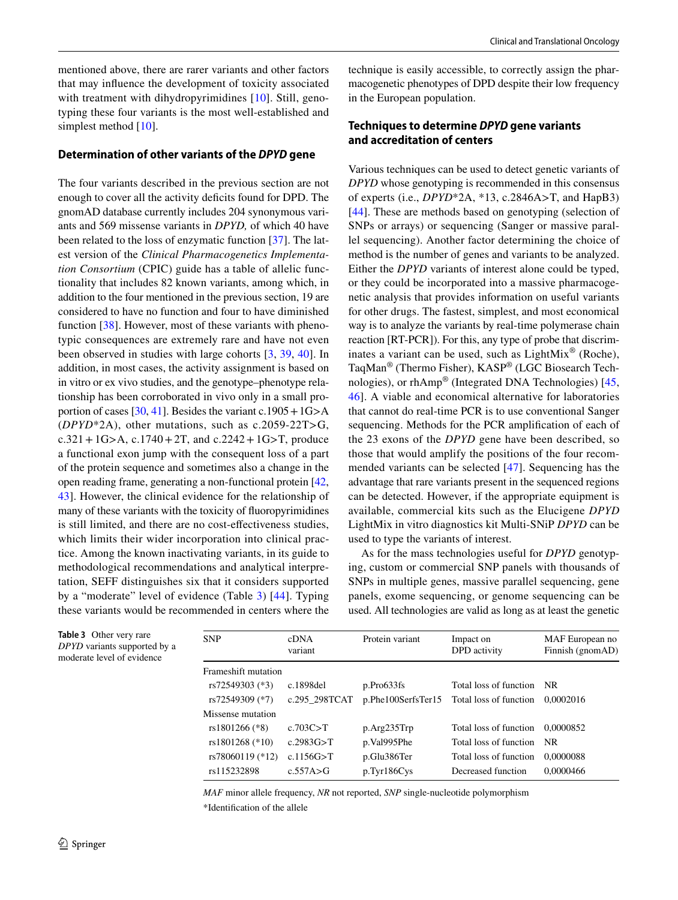mentioned above, there are rarer variants and other factors that may influence the development of toxicity associated with treatment with dihydropyrimidines [10]. Still, genotyping these four variants is the most well-established and simplest method [10].

### Determination of other variants of the *DPYD* gene

The four variants described in the previous section are not enough to cover all the activity deficits found for DPD. The gnomAD database currently includes 204 synonymous variants and 569 missense variants in *DPYD,* of which 40 have been related to the loss of enzymatic function [37]. The latest version of the *Clinical Pharmacogenetics Implementation Consortium* (CPIC) guide has a table of allelic functionality that includes 82 known variants, among which, in addition to the four mentioned in the previous section, 19 are considered to have no function and four to have diminished function [38]. However, most of these variants with phenotypic consequences are extremely rare and have not even been observed in studies with large cohorts [3, 39, 40]. In addition, in most cases, the activity assignment is based on in vitro or ex vivo studies, and the genotype–phenotype relationship has been corroborated in vivo only in a small proportion of cases [30, 41]. Besides the variant c.1905 + 1G>A (*DPYD*\*2A), other mutations, such as c.2059-22T>G, c.321 + 1G>A, c.1740 + 2T, and c.2242 + 1G>T, produce a functional exon jump with the consequent loss of a part of the protein sequence and sometimes also a change in the open reading frame, generating a non-functional protein [42, 43]. However, the clinical evidence for the relationship of many of these variants with the toxicity of fluoropyrimidines is still limited, and there are no cost-effectiveness studies, which limits their wider incorporation into clinical practice. Among the known inactivating variants, in its guide to methodological recommendations and analytical interpretation, SEFF distinguishes six that it considers supported by a "moderate" level of evidence (Table 3) [44]. Typing these variants would be recommended in centers where the technique is easily accessible, to correctly assign the pharmacogenetic phenotypes of DPD despite their low frequency in the European population.

### Techniques to determine *DPYD* gene variants and accreditation of centers

Various techniques can be used to detect genetic variants of *DPYD* whose genotyping is recommended in this consensus of experts (i.e., *DPYD*\*2A, \*13, c.2846A>T, and HapB3) [44]. These are methods based on genotyping (selection of SNPs or arrays) or sequencing (Sanger or massive parallel sequencing). Another factor determining the choice of method is the number of genes and variants to be analyzed. Either the *DPYD* variants of interest alone could be typed, or they could be incorporated into a massive pharmacogenetic analysis that provides information on useful variants for other drugs. The fastest, simplest, and most economical way is to analyze the variants by real-time polymerase chain reaction [RT-PCR]). For this, any type of probe that discriminates a variant can be used, such as LightMix® (Roche), TaqMan® (Thermo Fisher), KASP® (LGC Biosearch Technologies), or rhAmp® (Integrated DNA Technologies) [45, 46]. A viable and economical alternative for laboratories that cannot do real-time PCR is to use conventional Sanger sequencing. Methods for the PCR amplification of each of the 23 exons of the *DPYD* gene have been described, so those that would amplify the positions of the four recommended variants can be selected [47]. Sequencing has the advantage that rare variants present in the sequenced regions can be detected. However, if the appropriate equipment is available, commercial kits such as the Elucigene *DPYD* LightMix in vitro diagnostics kit Multi-SNiP *DPYD* can be used to type the variants of interest.

As for the mass technologies useful for *DPYD* genotyping, custom or commercial SNP panels with thousands of SNPs in multiple genes, massive parallel sequencing, gene panels, exome sequencing, or genome sequencing can be used. All technologies are valid as long as at least the genetic

**Table 3** Other very rare *DPYD* variants supported by a moderate level of evidence

| SNP | cDNA variant | Protein variant | Impact on DPD activity | MAF European no Finnish (gnomAD) |
|---|---|---|---|---|
| Frameshift mutation | | | | |
| rs72549303 (\*3) | c.1898del | p.Pro633fs | Total loss of function | NR |
| rs72549309 (\*7) | c.295_298TCAT | p.Phe100SerfsTer15 | Total loss of function | 0,0002016 |
| Missense mutation | | | | |
| rs1801266 (\*8) | c.703C>T | p.Arg235Trp | Total loss of function | 0,0000852 |
| rs1801268 (\*10) | c.2983G>T | p.Val995Phe | Total loss of function | NR |
| rs78060119 (\*12) | c.1156G>T | p.Glu386Ter | Total loss of function | 0,0000088 |
| rs115232898 | c.557A>G | p.Tyr186Cys | Decreased function | 0,0000466 |

*MAF* minor allele frequency, *NR* not reported, *SNP* single-nucleotide polymorphism

\*Identification of the allele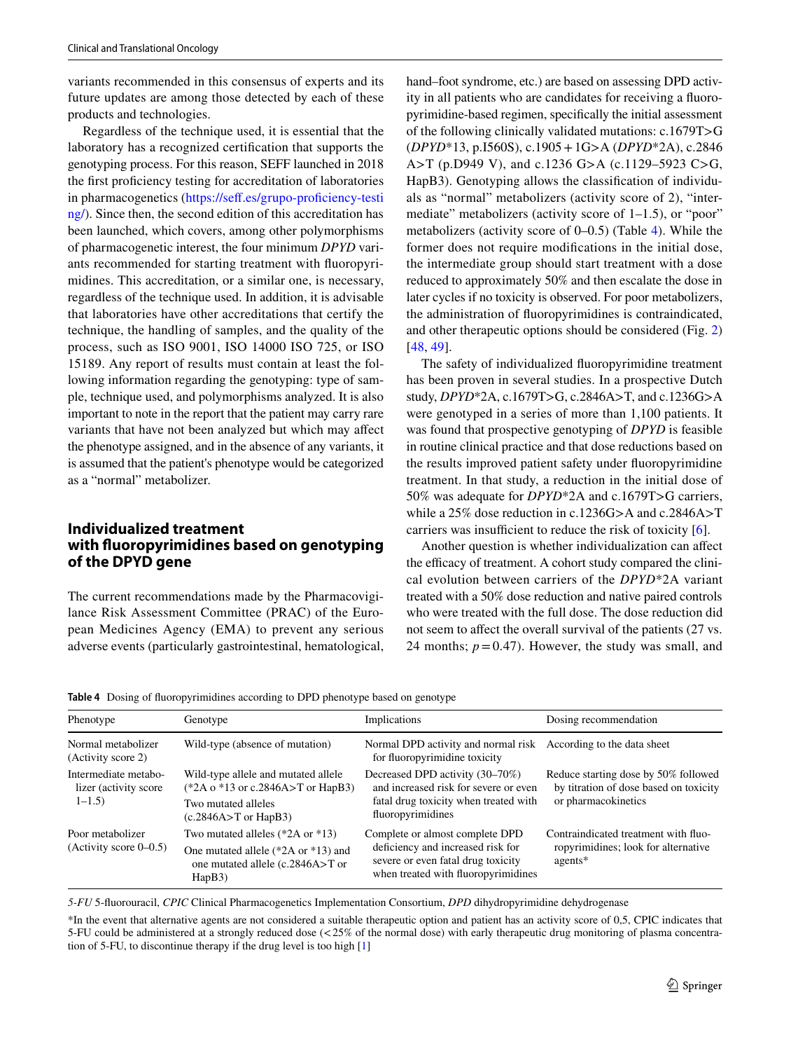variants recommended in this consensus of experts and its future updates are among those detected by each of these products and technologies.

Regardless of the technique used, it is essential that the laboratory has a recognized certification that supports the genotyping process. For this reason, SEFF launched in 2018 the first proficiency testing for accreditation of laboratories in pharmacogenetics (https://seff.es/grupo-proficiency-testing/). Since then, the second edition of this accreditation has been launched, which covers, among other polymorphisms of pharmacogenetic interest, the four minimum *DPYD* variants recommended for starting treatment with fluoropyrimidines. This accreditation, or a similar one, is necessary, regardless of the technique used. In addition, it is advisable that laboratories have other accreditations that certify the technique, the handling of samples, and the quality of the process, such as ISO 9001, ISO 14000 ISO 725, or ISO 15189. Any report of results must contain at least the following information regarding the genotyping: type of sample, technique used, and polymorphisms analyzed. It is also important to note in the report that the patient may carry rare variants that have not been analyzed but which may affect the phenotype assigned, and in the absence of any variants, it is assumed that the patient's phenotype would be categorized as a "normal" metabolizer.

## Individualized treatment with fluoropyrimidines based on genotyping of the DPYD gene

The current recommendations made by the Pharmacovigilance Risk Assessment Committee (PRAC) of the European Medicines Agency (EMA) to prevent any serious adverse events (particularly gastrointestinal, hematological, hand–foot syndrome, etc.) are based on assessing DPD activity in all patients who are candidates for receiving a fluoropyrimidine-based regimen, specifically the initial assessment of the following clinically validated mutations: c.1679T>G (*DPYD*\*13, p.I560S), c.1905 + 1G>A (*DPYD*\*2A), c.2846 A>T (p.D949 V), and c.1236 G>A (c.1129–5923 C>G, HapB3). Genotyping allows the classification of individuals as "normal" metabolizers (activity score of 2), "intermediate" metabolizers (activity score of 1–1.5), or "poor" metabolizers (activity score of 0–0.5) (Table 4). While the former does not require modifications in the initial dose, the intermediate group should start treatment with a dose reduced to approximately 50% and then escalate the dose in later cycles if no toxicity is observed. For poor metabolizers, the administration of fluoropyrimidines is contraindicated, and other therapeutic options should be considered (Fig. 2) [48, 49].

The safety of individualized fluoropyrimidine treatment has been proven in several studies. In a prospective Dutch study, *DPYD*\*2A, c.1679T>G, c.2846A>T, and c.1236G>A were genotyped in a series of more than 1,100 patients. It was found that prospective genotyping of *DPYD* is feasible in routine clinical practice and that dose reductions based on the results improved patient safety under fluoropyrimidine treatment. In that study, a reduction in the initial dose of 50% was adequate for *DPYD*\*2A and c.1679T>G carriers, while a 25% dose reduction in c.1236G>A and c.2846A>T carriers was insufficient to reduce the risk of toxicity [6].

Another question is whether individualization can affect the efficacy of treatment. A cohort study compared the clinical evolution between carriers of the *DPYD*\*2A variant treated with a 50% dose reduction and native paired controls who were treated with the full dose. The dose reduction did not seem to affect the overall survival of the patients (27 vs. 24 months; $p = 0.47$). However, the study was small, and

**Table 4** Dosing of fluoropyrimidines according to DPD phenotype based on genotype

| Phenotype | Genotype | Implications | Dosing recommendation |
|---|---|---|---|
| Normal metabolizer (Activity score 2) | Wild-type (absence of mutation) | Normal DPD activity and normal risk for fluoropyrimidine toxicity | According to the data sheet |
| Intermediate metabolizer (activity score 1–1.5) | Wild-type allele and mutated allele (*2A o *13 or c.2846A>T or HapB3)<br>Two mutated alleles (c.2846A>T or HapB3) | Decreased DPD activity (30–70%) and increased risk for severe or even fatal drug toxicity when treated with fluoropyrimidines | Reduce starting dose by 50% followed by titration of dose based on toxicity or pharmacokinetics |
| Poor metabolizer (Activity score 0–0.5) | Two mutated alleles (*2A or *13)<br>One mutated allele (*2A or *13) and one mutated allele (c.2846A>T or HapB3) | Complete or almost complete DPD deficiency and increased risk for severe or even fatal drug toxicity when treated with fluoropyrimidines | Contraindicated treatment with fluoropyrimidines; look for alternative agents* |

*5-FU* 5-fluorouracil, *CPIC* Clinical Pharmacogenetics Implementation Consortium, *DPD* dihydropyrimidine dehydrogenase

*In the event that alternative agents are not considered a suitable therapeutic option and patient has an activity score of 0,5, CPIC indicates that 5-FU could be administered at a strongly reduced dose (< 25% of the normal dose) with early therapeutic drug monitoring of plasma concentration of 5-FU, to discontinue therapy if the drug level is too high [1]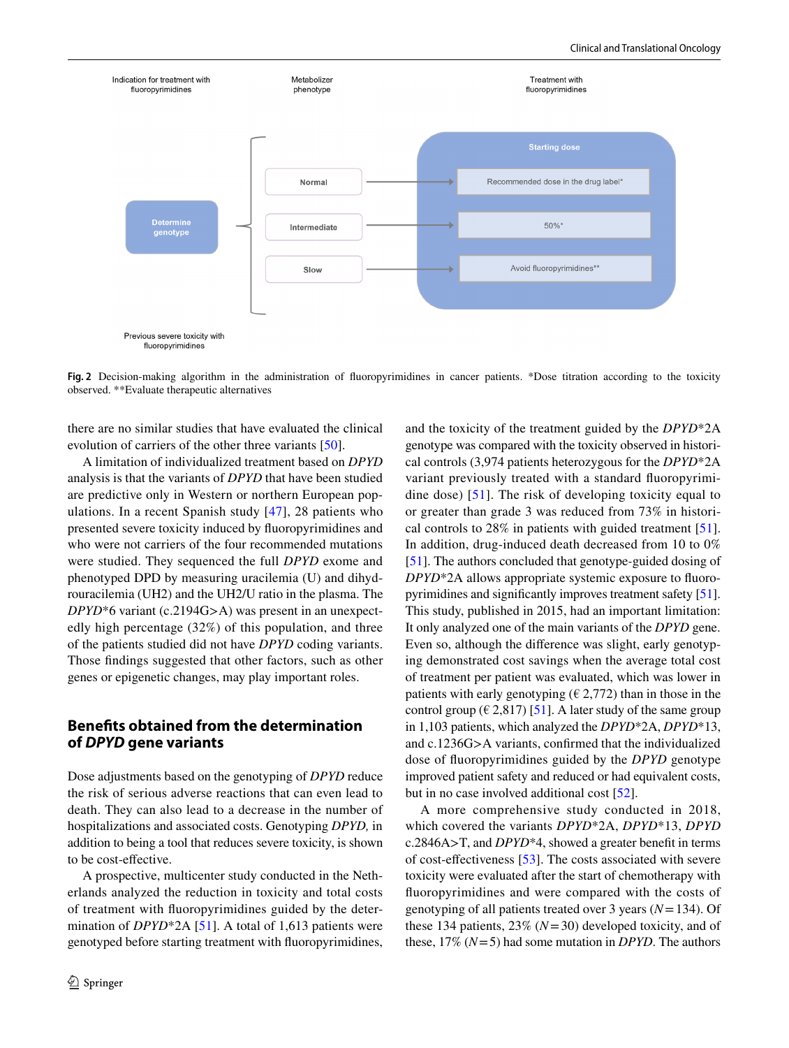Indication for treatment with fluoropyrimidines

Metabolizer phenotype

Treatment with fluoropyrimidines

Determine genotype

Normal

Intermediate

Slow

Starting dose

Recommended dose in the drug label*

50%*

Avoid fluoropyrimidines**

Previous severe toxicity with fluoropyrimidines

**Fig. 2** Decision-making algorithm in the administration of fluoropyrimidines in cancer patients. *Dose titration according to the toxicity observed. **Evaluate therapeutic alternatives

there are no similar studies that have evaluated the clinical evolution of carriers of the other three variants [50].

A limitation of individualized treatment based on *DPYD* analysis is that the variants of *DPYD* that have been studied are predictive only in Western or northern European populations. In a recent Spanish study [47], 28 patients who presented severe toxicity induced by fluoropyrimidines and who were not carriers of the four recommended mutations were studied. They sequenced the full *DPYD* exome and phenotyped DPD by measuring uracilemia (U) and dihydrouracilemia (UH2) and the UH2/U ratio in the plasma. The *DPYD*\*6 variant (c.2194G>A) was present in an unexpectedly high percentage (32%) of this population, and three of the patients studied did not have *DPYD* coding variants. Those findings suggested that other factors, such as other genes or epigenetic changes, may play important roles.

## Benefits obtained from the determination of *DPYD* gene variants

Dose adjustments based on the genotyping of *DPYD* reduce the risk of serious adverse reactions that can even lead to death. They can also lead to a decrease in the number of hospitalizations and associated costs. Genotyping *DPYD,* in addition to being a tool that reduces severe toxicity, is shown to be cost-effective.

A prospective, multicenter study conducted in the Netherlands analyzed the reduction in toxicity and total costs of treatment with fluoropyrimidines guided by the determination of *DPYD*\*2A [51]. A total of 1,613 patients were genotyped before starting treatment with fluoropyrimidines, and the toxicity of the treatment guided by the *DPYD*\*2A genotype was compared with the toxicity observed in historical controls (3,974 patients heterozygous for the *DPYD*\*2A variant previously treated with a standard fluoropyrimidine dose) [51]. The risk of developing toxicity equal to or greater than grade 3 was reduced from 73% in historical controls to 28% in patients with guided treatment [51]. In addition, drug-induced death decreased from 10 to 0% [51]. The authors concluded that genotype-guided dosing of *DPYD*\*2A allows appropriate systemic exposure to fluoropyrimidines and significantly improves treatment safety [51]. This study, published in 2015, had an important limitation: It only analyzed one of the main variants of the *DPYD* gene. Even so, although the difference was slight, early genotyping demonstrated cost savings when the average total cost of treatment per patient was evaluated, which was lower in patients with early genotyping (€ 2,772) than in those in the control group (€ 2,817) [51]. A later study of the same group in 1,103 patients, which analyzed the *DPYD*\*2A, *DPYD*\*13, and c.1236G>A variants, confirmed that the individualized dose of fluoropyrimidines guided by the *DPYD* genotype improved patient safety and reduced or had equivalent costs, but in no case involved additional cost [52].

A more comprehensive study conducted in 2018, which covered the variants *DPYD*\*2A, *DPYD*\*13, *DPYD* c.2846A>T, and *DPYD*\*4, showed a greater benefit in terms of cost-effectiveness [53]. The costs associated with severe toxicity were evaluated after the start of chemotherapy with fluoropyrimidines and were compared with the costs of genotyping of all patients treated over 3 years ($N = 134$). Of these 134 patients, 23% ($N = 30$) developed toxicity, and of these, 17% ($N = 5$) had some mutation in *DPYD*. The authors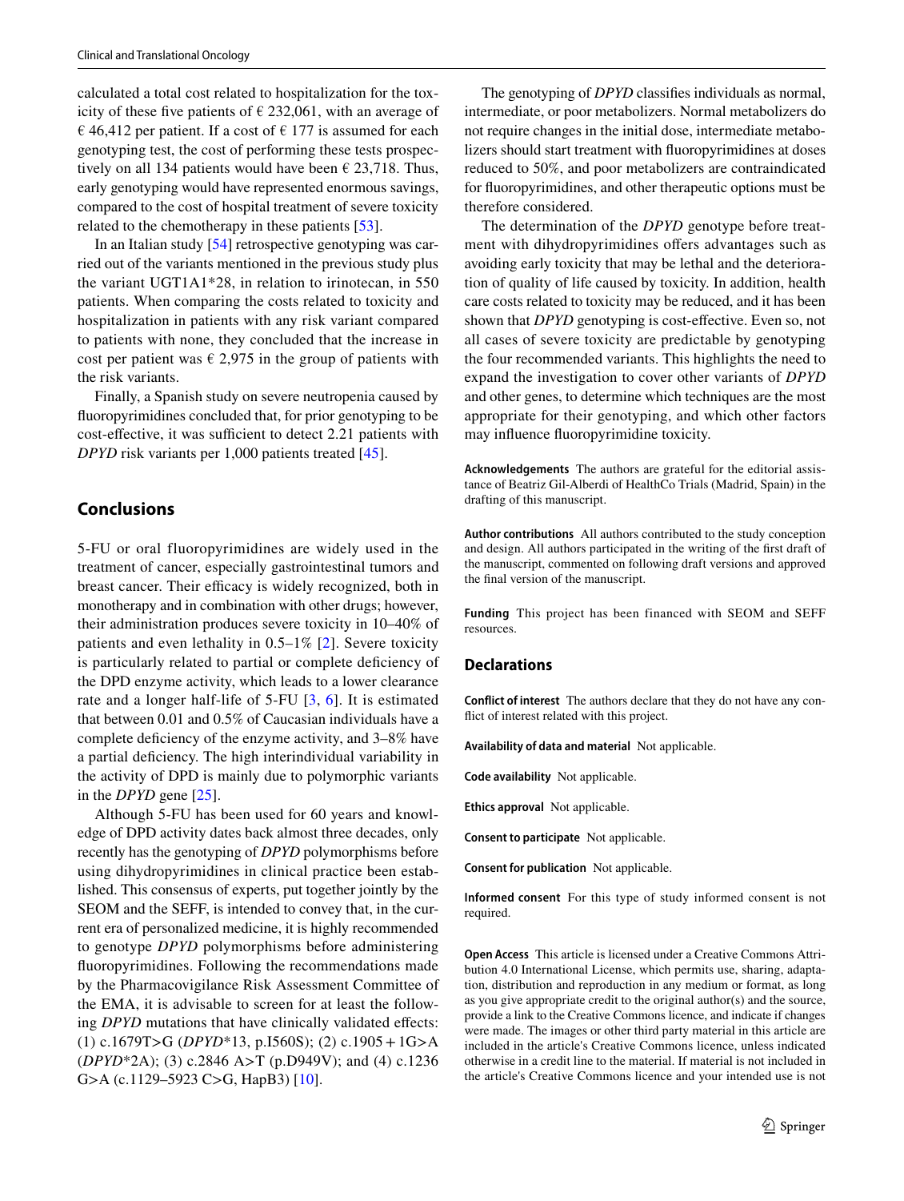calculated a total cost related to hospitalization for the toxicity of these five patients of € 232,061, with an average of € 46,412 per patient. If a cost of € 177 is assumed for each genotyping test, the cost of performing these tests prospectively on all 134 patients would have been € 23,718. Thus, early genotyping would have represented enormous savings, compared to the cost of hospital treatment of severe toxicity related to the chemotherapy in these patients [53].

In an Italian study [54] retrospective genotyping was carried out of the variants mentioned in the previous study plus the variant UGT1A1*28, in relation to irinotecan, in 550 patients. When comparing the costs related to toxicity and hospitalization in patients with any risk variant compared to patients with none, they concluded that the increase in cost per patient was € 2,975 in the group of patients with the risk variants.

Finally, a Spanish study on severe neutropenia caused by fluoropyrimidines concluded that, for prior genotyping to be cost-effective, it was sufficient to detect 2.21 patients with *DPYD* risk variants per 1,000 patients treated [45].

## Conclusions

5-FU or oral fluoropyrimidines are widely used in the treatment of cancer, especially gastrointestinal tumors and breast cancer. Their efficacy is widely recognized, both in monotherapy and in combination with other drugs; however, their administration produces severe toxicity in 10–40% of patients and even lethality in 0.5–1% [2]. Severe toxicity is particularly related to partial or complete deficiency of the DPD enzyme activity, which leads to a lower clearance rate and a longer half-life of 5-FU [3, 6]. It is estimated that between 0.01 and 0.5% of Caucasian individuals have a complete deficiency of the enzyme activity, and 3–8% have a partial deficiency. The high interindividual variability in the activity of DPD is mainly due to polymorphic variants in the *DPYD* gene [25].

Although 5-FU has been used for 60 years and knowledge of DPD activity dates back almost three decades, only recently has the genotyping of *DPYD* polymorphisms before using dihydropyrimidines in clinical practice been established. This consensus of experts, put together jointly by the SEOM and the SEFF, is intended to convey that, in the current era of personalized medicine, it is highly recommended to genotype *DPYD* polymorphisms before administering fluoropyrimidines. Following the recommendations made by the Pharmacovigilance Risk Assessment Committee of the EMA, it is advisable to screen for at least the following *DPYD* mutations that have clinically validated effects: (1) c.1679T>G (*DPYD*\*13, p.I560S); (2) c.1905 + 1G>A (*DPYD*\*2A); (3) c.2846 A>T (p.D949V); and (4) c.1236 G>A (c.1129–5923 C>G, HapB3) [10].

The genotyping of *DPYD* classifies individuals as normal, intermediate, or poor metabolizers. Normal metabolizers do not require changes in the initial dose, intermediate metabolizers should start treatment with fluoropyrimidines at doses reduced to 50%, and poor metabolizers are contraindicated for fluoropyrimidines, and other therapeutic options must be therefore considered.

The determination of the *DPYD* genotype before treatment with dihydropyrimidines offers advantages such as avoiding early toxicity that may be lethal and the deterioration of quality of life caused by toxicity. In addition, health care costs related to toxicity may be reduced, and it has been shown that *DPYD* genotyping is cost-effective. Even so, not all cases of severe toxicity are predictable by genotyping the four recommended variants. This highlights the need to expand the investigation to cover other variants of *DPYD* and other genes, to determine which techniques are the most appropriate for their genotyping, and which other factors may influence fluoropyrimidine toxicity.

**Acknowledgements** The authors are grateful for the editorial assistance of Beatriz Gil-Alberdi of HealthCo Trials (Madrid, Spain) in the drafting of this manuscript.

**Author contributions** All authors contributed to the study conception and design. All authors participated in the writing of the first draft of the manuscript, commented on following draft versions and approved the final version of the manuscript.

**Funding** This project has been financed with SEOM and SEFF resources.

## Declarations

**Conflict of interest** The authors declare that they do not have any conflict of interest related with this project.

**Availability of data and material** Not applicable.

**Code availability** Not applicable.

**Ethics approval** Not applicable.

**Consent to participate** Not applicable.

**Consent for publication** Not applicable.

**Informed consent** For this type of study informed consent is not required.

**Open Access** This article is licensed under a Creative Commons Attribution 4.0 International License, which permits use, sharing, adaptation, distribution and reproduction in any medium or format, as long as you give appropriate credit to the original author(s) and the source, provide a link to the Creative Commons licence, and indicate if changes were made. The images or other third party material in this article are included in the article's Creative Commons licence, unless indicated otherwise in a credit line to the material. If material is not included in the article's Creative Commons licence and your intended use is not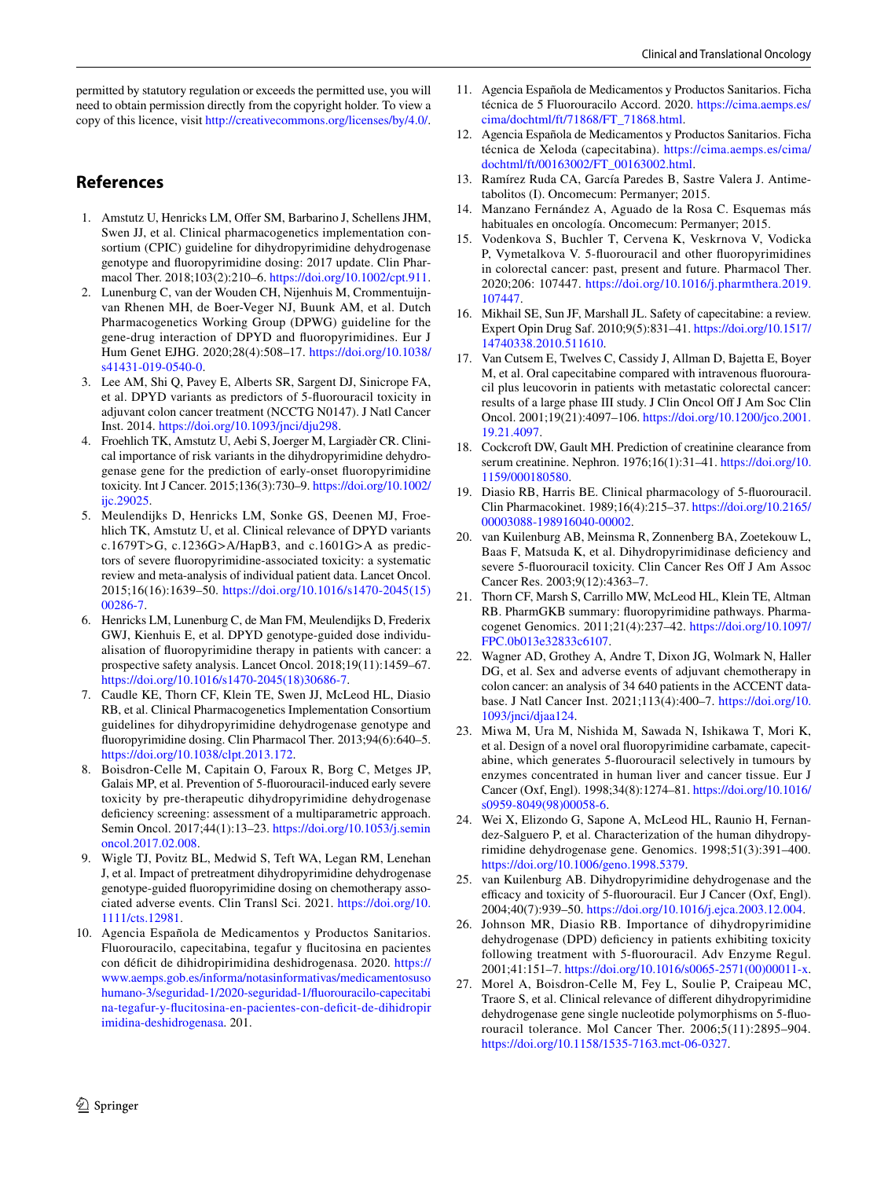permitted by statutory regulation or exceeds the permitted use, you will need to obtain permission directly from the copyright holder. To view a copy of this licence, visit http://creativecommons.org/licenses/by/4.0/.

## References

1. Amstutz U, Henricks LM, Offer SM, Barbarino J, Schellens JHM, Swen JJ, et al. Clinical pharmacogenetics implementation consortium (CPIC) guideline for dihydropyrimidine dehydrogenase genotype and fluoropyrimidine dosing: 2017 update. Clin Pharmacol Ther. 2018;103(2):210–6. https://doi.org/10.1002/cpt.911.
2. Lunenburg C, van der Wouden CH, Nijenhuis M, Crommentuijn-van Rhenen MH, de Boer-Veger NJ, Buunk AM, et al. Dutch Pharmacogenetics Working Group (DPWG) guideline for the gene-drug interaction of DPYD and fluoropyrimidines. Eur J Hum Genet EJHG. 2020;28(4):508–17. https://doi.org/10.1038/s41431-019-0540-0.
3. Lee AM, Shi Q, Pavey E, Alberts SR, Sargent DJ, Sinicrope FA, et al. DPYD variants as predictors of 5-fluorouracil toxicity in adjuvant colon cancer treatment (NCCTG N0147). J Natl Cancer Inst. 2014. https://doi.org/10.1093/jnci/dju298.
4. Froehlich TK, Amstutz U, Aebi S, Joerger M, Largiadèr CR. Clinical importance of risk variants in the dihydropyrimidine dehydrogenase gene for the prediction of early-onset fluoropyrimidine toxicity. Int J Cancer. 2015;136(3):730–9. https://doi.org/10.1002/ijc.29025.
5. Meulendijks D, Henricks LM, Sonke GS, Deenen MJ, Froehlich TK, Amstutz U, et al. Clinical relevance of DPYD variants c.1679T>G, c.1236G>A/HapB3, and c.1601G>A as predictors of severe fluoropyrimidine-associated toxicity: a systematic review and meta-analysis of individual patient data. Lancet Oncol. 2015;16(16):1639–50. https://doi.org/10.1016/s1470-2045(15)00286-7.
6. Henricks LM, Lunenburg C, de Man FM, Meulendijks D, Frederix GWJ, Kienhuis E, et al. DPYD genotype-guided dose individualisation of fluoropyrimidine therapy in patients with cancer: a prospective safety analysis. Lancet Oncol. 2018;19(11):1459–67. https://doi.org/10.1016/s1470-2045(18)30686-7.
7. Caudle KE, Thorn CF, Klein TE, Swen JJ, McLeod HL, Diasio RB, et al. Clinical Pharmacogenetics Implementation Consortium guidelines for dihydropyrimidine dehydrogenase genotype and fluoropyrimidine dosing. Clin Pharmacol Ther. 2013;94(6):640–5. https://doi.org/10.1038/clpt.2013.172.
8. Boisdron-Celle M, Capitain O, Faroux R, Borg C, Metges JP, Galais MP, et al. Prevention of 5-fluorouracil-induced early severe toxicity by pre-therapeutic dihydropyrimidine dehydrogenase deficiency screening: assessment of a multiparametric approach. Semin Oncol. 2017;44(1):13–23. https://doi.org/10.1053/j.seminoncol.2017.02.008.
9. Wigle TJ, Povitz BL, Medwid S, Teft WA, Legan RM, Lenehan J, et al. Impact of pretreatment dihydropyrimidine dehydrogenase genotype-guided fluoropyrimidine dosing on chemotherapy associated adverse events. Clin Transl Sci. 2021. https://doi.org/10.1111/cts.12981.
10. Agencia Española de Medicamentos y Productos Sanitarios. Fluorouracilo, capecitabina, tegafur y flucitosina en pacientes con déficit de dihidropirimidina deshidrogenasa. 2020. https://www.aemps.gob.es/informa/notasinformativas/medicamentosusohumano-3/seguridad-1/2020-seguridad-1/fluorouracilo-capecitabina-tegafur-y-flucitosina-en-pacientes-con-deficit-de-dihidropirimidina-deshidrogenasa. 201.
11. Agencia Española de Medicamentos y Productos Sanitarios. Ficha técnica de 5 Fluorouracilo Accord. 2020. https://cima.aemps.es/cima/dochtml/ft/71868/FT_71868.html.
12. Agencia Española de Medicamentos y Productos Sanitarios. Ficha técnica de Xeloda (capecitabina). https://cima.aemps.es/cima/dochtml/ft/00163002/FT_00163002.html.
13. Ramírez Ruda CA, García Paredes B, Sastre Valera J. Antimetabolitos (I). Oncomecum: Permanyer; 2015.
14. Manzano Fernández A, Aguado de la Rosa C. Esquemas más habituales en oncología. Oncomecum: Permanyer; 2015.
15. Vodenkova S, Buchler T, Cervena K, Veskrnova V, Vodicka P, Vymetalkova V. 5-fluorouracil and other fluoropyrimidines in colorectal cancer: past, present and future. Pharmacol Ther. 2020;206: 107447. https://doi.org/10.1016/j.pharmthera.2019.107447.
16. Mikhail SE, Sun JF, Marshall JL. Safety of capecitabine: a review. Expert Opin Drug Saf. 2010;9(5):831–41. https://doi.org/10.1517/14740338.2010.511610.
17. Van Cutsem E, Twelves C, Cassidy J, Allman D, Bajetta E, Boyer M, et al. Oral capecitabine compared with intravenous fluorouracil plus leucovorin in patients with metastatic colorectal cancer: results of a large phase III study. J Clin Oncol Off J Am Soc Clin Oncol. 2001;19(21):4097–106. https://doi.org/10.1200/jco.2001.19.21.4097.
18. Cockcroft DW, Gault MH. Prediction of creatinine clearance from serum creatinine. Nephron. 1976;16(1):31–41. https://doi.org/10.1159/000180580.
19. Diasio RB, Harris BE. Clinical pharmacology of 5-fluorouracil. Clin Pharmacokinet. 1989;16(4):215–37. https://doi.org/10.2165/00003088-198916040-00002.
20. van Kuilenburg AB, Meinsma R, Zonnenberg BA, Zoetekouw L, Baas F, Matsuda K, et al. Dihydropyrimidinase deficiency and severe 5-fluorouracil toxicity. Clin Cancer Res Off J Am Assoc Cancer Res. 2003;9(12):4363–7.
21. Thorn CF, Marsh S, Carrillo MW, McLeod HL, Klein TE, Altman RB. PharmGKB summary: fluoropyrimidine pathways. Pharmacogenet Genomics. 2011;21(4):237–42. https://doi.org/10.1097/FPC.0b013e32833c6107.
22. Wagner AD, Grothey A, Andre T, Dixon JG, Wolmark N, Haller DG, et al. Sex and adverse events of adjuvant chemotherapy in colon cancer: an analysis of 34 640 patients in the ACCENT database. J Natl Cancer Inst. 2021;113(4):400–7. https://doi.org/10.1093/jnci/djaa124.
23. Miwa M, Ura M, Nishida M, Sawada N, Ishikawa T, Mori K, et al. Design of a novel oral fluoropyrimidine carbamate, capecitabine, which generates 5-fluorouracil selectively in tumours by enzymes concentrated in human liver and cancer tissue. Eur J Cancer (Oxf, Engl). 1998;34(8):1274–81. https://doi.org/10.1016/s0959-8049(98)00058-6.
24. Wei X, Elizondo G, Sapone A, McLeod HL, Raunio H, Fernandez-Salguero P, et al. Characterization of the human dihydropyrimidine dehydrogenase gene. Genomics. 1998;51(3):391–400. https://doi.org/10.1006/geno.1998.5379.
25. van Kuilenburg AB. Dihydropyrimidine dehydrogenase and the efficacy and toxicity of 5-fluorouracil. Eur J Cancer (Oxf, Engl). 2004;40(7):939–50. https://doi.org/10.1016/j.ejca.2003.12.004.
26. Johnson MR, Diasio RB. Importance of dihydropyrimidine dehydrogenase (DPD) deficiency in patients exhibiting toxicity following treatment with 5-fluorouracil. Adv Enzyme Regul. 2001;41:151–7. https://doi.org/10.1016/s0065-2571(00)00011-x.
27. Morel A, Boisdron-Celle M, Fey L, Soulie P, Craipeau MC, Traore S, et al. Clinical relevance of different dihydropyrimidine dehydrogenase gene single nucleotide polymorphisms on 5-fluorouracil tolerance. Mol Cancer Ther. 2006;5(11):2895–904. https://doi.org/10.1158/1535-7163.mct-06-0327.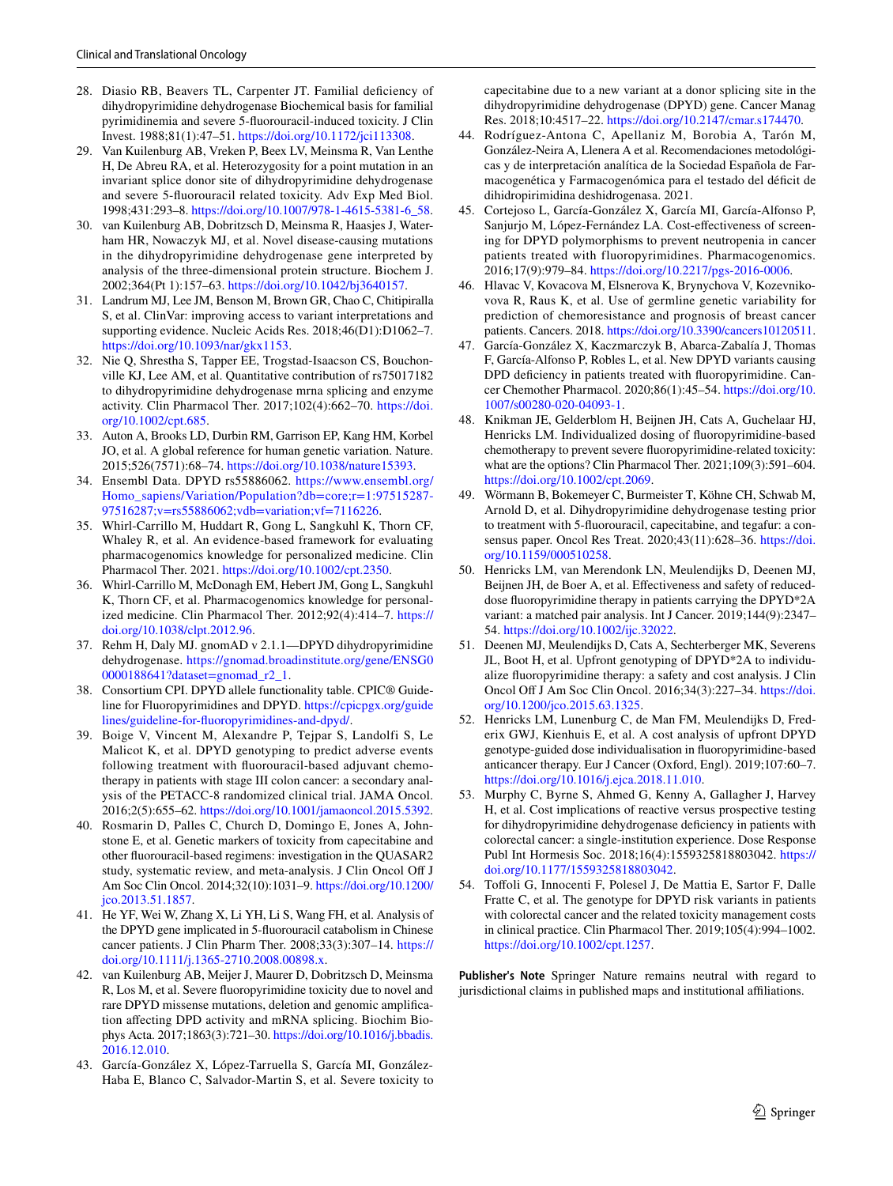28. Diasio RB, Beavers TL, Carpenter JT. Familial deficiency of dihydropyrimidine dehydrogenase Biochemical basis for familial pyrimidinemia and severe 5-fluorouracil-induced toxicity. J Clin Invest. 1988;81(1):47–51. https://doi.org/10.1172/jci113308.
29. Van Kuilenburg AB, Vreken P, Beex LV, Meinsma R, Van Lenthe H, De Abreu RA, et al. Heterozygosity for a point mutation in an invariant splice donor site of dihydropyrimidine dehydrogenase and severe 5-fluorouracil related toxicity. Adv Exp Med Biol. 1998;431:293–8. https://doi.org/10.1007/978-1-4615-5381-6_58.
30. van Kuilenburg AB, Dobritzsch D, Meinsma R, Haasjes J, Waterham HR, Nowaczyk MJ, et al. Novel disease-causing mutations in the dihydropyrimidine dehydrogenase gene interpreted by analysis of the three-dimensional protein structure. Biochem J. 2002;364(Pt 1):157–63. https://doi.org/10.1042/bj3640157.
31. Landrum MJ, Lee JM, Benson M, Brown GR, Chao C, Chitipiralla S, et al. ClinVar: improving access to variant interpretations and supporting evidence. Nucleic Acids Res. 2018;46(D1):D1062–7. https://doi.org/10.1093/nar/gkx1153.
32. Nie Q, Shrestha S, Tapper EE, Trogstad-Isaacson CS, Bouchonville KJ, Lee AM, et al. Quantitative contribution of rs75017182 to dihydropyrimidine dehydrogenase mrna splicing and enzyme activity. Clin Pharmacol Ther. 2017;102(4):662–70. https://doi.org/10.1002/cpt.685.
33. Auton A, Brooks LD, Durbin RM, Garrison EP, Kang HM, Korbel JO, et al. A global reference for human genetic variation. Nature. 2015;526(7571):68–74. https://doi.org/10.1038/nature15393.
34. Ensembl Data. DPYD rs55886062. https://www.ensembl.org/Homo_sapiens/Variation/Population?db=core;r=1:97515287-97516287;v=rs55886062;vdb=variation;vf=7116226.
35. Whirl-Carrillo M, Huddart R, Gong L, Sangkuhl K, Thorn CF, Whaley R, et al. An evidence-based framework for evaluating pharmacogenomics knowledge for personalized medicine. Clin Pharmacol Ther. 2021. https://doi.org/10.1002/cpt.2350.
36. Whirl-Carrillo M, McDonagh EM, Hebert JM, Gong L, Sangkuhl K, Thorn CF, et al. Pharmacogenomics knowledge for personalized medicine. Clin Pharmacol Ther. 2012;92(4):414–7. https://doi.org/10.1038/clpt.2012.96.
37. Rehm H, Daly MJ. gnomAD v 2.1.1—DPYD dihydropyrimidine dehydrogenase. https://gnomad.broadinstitute.org/gene/ENSG00000188641?dataset=gnomad_r2_1.
38. Consortium CPI. DPYD allele functionality table. CPIC® Guideline for Fluoropyrimidines and DPYD. https://cpicpgx.org/guidelines/guideline-for-fluoropyrimidines-and-dpyd/.
39. Boige V, Vincent M, Alexandre P, Tejpar S, Landolfi S, Le Malicot K, et al. DPYD genotyping to predict adverse events following treatment with fluorouracil-based adjuvant chemotherapy in patients with stage III colon cancer: a secondary analysis of the PETACC-8 randomized clinical trial. JAMA Oncol. 2016;2(5):655–62. https://doi.org/10.1001/jamaoncol.2015.5392.
40. Rosmarin D, Palles C, Church D, Domingo E, Jones A, Johnstone E, et al. Genetic markers of toxicity from capecitabine and other fluorouracil-based regimens: investigation in the QUASAR2 study, systematic review, and meta-analysis. J Clin Oncol Off J Am Soc Clin Oncol. 2014;32(10):1031–9. https://doi.org/10.1200/jco.2013.51.1857.
41. He YF, Wei W, Zhang X, Li YH, Li S, Wang FH, et al. Analysis of the DPYD gene implicated in 5-fluorouracil catabolism in Chinese cancer patients. J Clin Pharm Ther. 2008;33(3):307–14. https://doi.org/10.1111/j.1365-2710.2008.00898.x.
42. van Kuilenburg AB, Meijer J, Maurer D, Dobritzsch D, Meinsma R, Los M, et al. Severe fluoropyrimidine toxicity due to novel and rare DPYD missense mutations, deletion and genomic amplification affecting DPD activity and mRNA splicing. Biochim Biophys Acta. 2017;1863(3):721–30. https://doi.org/10.1016/j.bbadis.2016.12.010.
43. García-González X, López-Tarruella S, García MI, González-Haba E, Blanco C, Salvador-Martin S, et al. Severe toxicity to capecitabine due to a new variant at a donor splicing site in the dihydropyrimidine dehydrogenase (DPYD) gene. Cancer Manag Res. 2018;10:4517–22. https://doi.org/10.2147/cmar.s174470.
44. Rodríguez-Antona C, Apellaniz M, Borobia A, Tarón M, González-Neira A, Llenera A et al. Recomendaciones metodológicas y de interpretación analítica de la Sociedad Española de Farmacogenética y Farmacogenómica para el testado del déficit de dihidropirimidina deshidrogenasa. 2021.
45. Cortejoso L, García-González X, García MI, García-Alfonso P, Sanjurjo M, López-Fernández LA. Cost-effectiveness of screening for DPYD polymorphisms to prevent neutropenia in cancer patients treated with fluoropyrimidines. Pharmacogenomics. 2016;17(9):979–84. https://doi.org/10.2217/pgs-2016-0006.
46. Hlavac V, Kovacova M, Elsnerova K, Brynychova V, Kozevnikovova R, Raus K, et al. Use of germline genetic variability for prediction of chemoresistance and prognosis of breast cancer patients. Cancers. 2018. https://doi.org/10.3390/cancers10120511.
47. García-González X, Kaczmarczyk B, Abarca-Zabalía J, Thomas F, García-Alfonso P, Robles L, et al. New DPYD variants causing DPD deficiency in patients treated with fluoropyrimidine. Cancer Chemother Pharmacol. 2020;86(1):45–54. https://doi.org/10.1007/s00280-020-04093-1.
48. Knikman JE, Gelderblom H, Beijnen JH, Cats A, Guchelaar HJ, Henricks LM. Individualized dosing of fluoropyrimidine-based chemotherapy to prevent severe fluoropyrimidine-related toxicity: what are the options? Clin Pharmacol Ther. 2021;109(3):591–604. https://doi.org/10.1002/cpt.2069.
49. Wörmann B, Bokemeyer C, Burmeister T, Köhne CH, Schwab M, Arnold D, et al. Dihydropyrimidine dehydrogenase testing prior to treatment with 5-fluorouracil, capecitabine, and tegafur: a consensus paper. Oncol Res Treat. 2020;43(11):628–36. https://doi.org/10.1159/000510258.
50. Henricks LM, van Merendonk LN, Meulendijks D, Deenen MJ, Beijnen JH, de Boer A, et al. Effectiveness and safety of reduced-dose fluoropyrimidine therapy in patients carrying the DPYD*2A variant: a matched pair analysis. Int J Cancer. 2019;144(9):2347–54. https://doi.org/10.1002/ijc.32022.
51. Deenen MJ, Meulendijks D, Cats A, Sechterberger MK, Severens JL, Boot H, et al. Upfront genotyping of DPYD*2A to individualize fluoropyrimidine therapy: a safety and cost analysis. J Clin Oncol Off J Am Soc Clin Oncol. 2016;34(3):227–34. https://doi.org/10.1200/jco.2015.63.1325.
52. Henricks LM, Lunenburg C, de Man FM, Meulendijks D, Frederix GWJ, Kienhuis E, et al. A cost analysis of upfront DPYD genotype-guided dose individualisation in fluoropyrimidine-based anticancer therapy. Eur J Cancer (Oxford, Engl). 2019;107:60–7. https://doi.org/10.1016/j.ejca.2018.11.010.
53. Murphy C, Byrne S, Ahmed G, Kenny A, Gallagher J, Harvey H, et al. Cost implications of reactive versus prospective testing for dihydropyrimidine dehydrogenase deficiency in patients with colorectal cancer: a single-institution experience. Dose Response Publ Int Hormesis Soc. 2018;16(4):1559325818803042. https://doi.org/10.1177/1559325818803042.
54. Toffoli G, Innocenti F, Polesel J, De Mattia E, Sartor F, Dalle Fratte C, et al. The genotype for DPYD risk variants in patients with colorectal cancer and the related toxicity management costs in clinical practice. Clin Pharmacol Ther. 2019;105(4):994–1002. https://doi.org/10.1002/cpt.1257.

**Publisher's Note** Springer Nature remains neutral with regard to jurisdictional claims in published maps and institutional affiliations.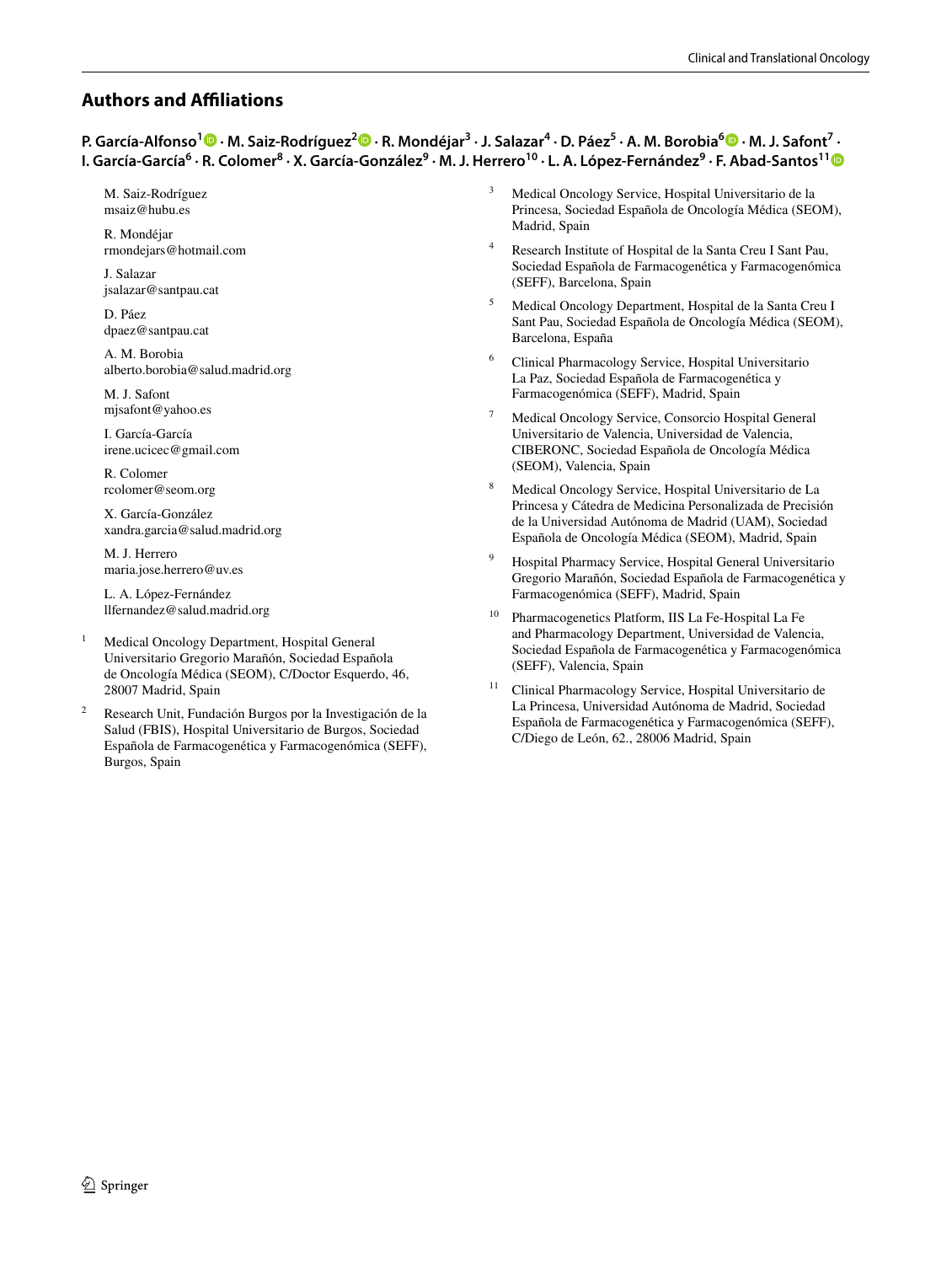## Authors and Affiliations

**P. García-Alfonso[1] · M. Saiz-Rodríguez[2] · R. Mondéjar[3] · J. Salazar[4] · D. Páez[5] · A. M. Borobia[6] · M. J. Safont[7] · I. García-García[6] · R. Colomer[8] · X. García-González[9] · M. J. Herrero[10] · L. A. López-Fernández[9] · F. Abad-Santos[11]**

M. Saiz-Rodríguez
msaiz@hubu.es

R. Mondéjar
rmondejars@hotmail.com

J. Salazar
jsalazar@santpau.cat

D. Páez
dpaez@santpau.cat

A. M. Borobia
alberto.borobia@salud.madrid.org

M. J. Safont
mjsafont@yahoo.es

I. García-García
irene.ucicec@gmail.com

R. Colomer
rcolomer@seom.org

X. García-González
xandra.garcia@salud.madrid.org

M. J. Herrero
maria.jose.herrero@uv.es

L. A. López-Fernández
llfernandez@salud.madrid.org

[1] Medical Oncology Department, Hospital General Universitario Gregorio Marañón, Sociedad Española de Oncología Médica (SEOM), C/Doctor Esquerdo, 46, 28007 Madrid, Spain

[2] Research Unit, Fundación Burgos por la Investigación de la Salud (FBIS), Hospital Universitario de Burgos, Sociedad Española de Farmacogenética y Farmacogenómica (SEFF), Burgos, Spain

[3] Medical Oncology Service, Hospital Universitario de la Princesa, Sociedad Española de Oncología Médica (SEOM), Madrid, Spain

[4] Research Institute of Hospital de la Santa Creu I Sant Pau, Sociedad Española de Farmacogenética y Farmacogenómica (SEFF), Barcelona, Spain

[5] Medical Oncology Department, Hospital de la Santa Creu I Sant Pau, Sociedad Española de Oncología Médica (SEOM), Barcelona, España

[6] Clinical Pharmacology Service, Hospital Universitario La Paz, Sociedad Española de Farmacogenética y Farmacogenómica (SEFF), Madrid, Spain

[7] Medical Oncology Service, Consorcio Hospital General Universitario de Valencia, Universidad de Valencia, CIBERONC, Sociedad Española de Oncología Médica (SEOM), Valencia, Spain

[8] Medical Oncology Service, Hospital Universitario de La Princesa y Cátedra de Medicina Personalizada de Precisión de la Universidad Autónoma de Madrid (UAM), Sociedad Española de Oncología Médica (SEOM), Madrid, Spain

[9] Hospital Pharmacy Service, Hospital General Universitario Gregorio Marañón, Sociedad Española de Farmacogenética y Farmacogenómica (SEFF), Madrid, Spain

[10] Pharmacogenetics Platform, IIS La Fe-Hospital La Fe and Pharmacology Department, Universidad de Valencia, Sociedad Española de Farmacogenética y Farmacogenómica (SEFF), Valencia, Spain

[11] Clinical Pharmacology Service, Hospital Universitario de La Princesa, Universidad Autónoma de Madrid, Sociedad Española de Farmacogenética y Farmacogenómica (SEFF), C/Diego de León, 62., 28006 Madrid, Spain